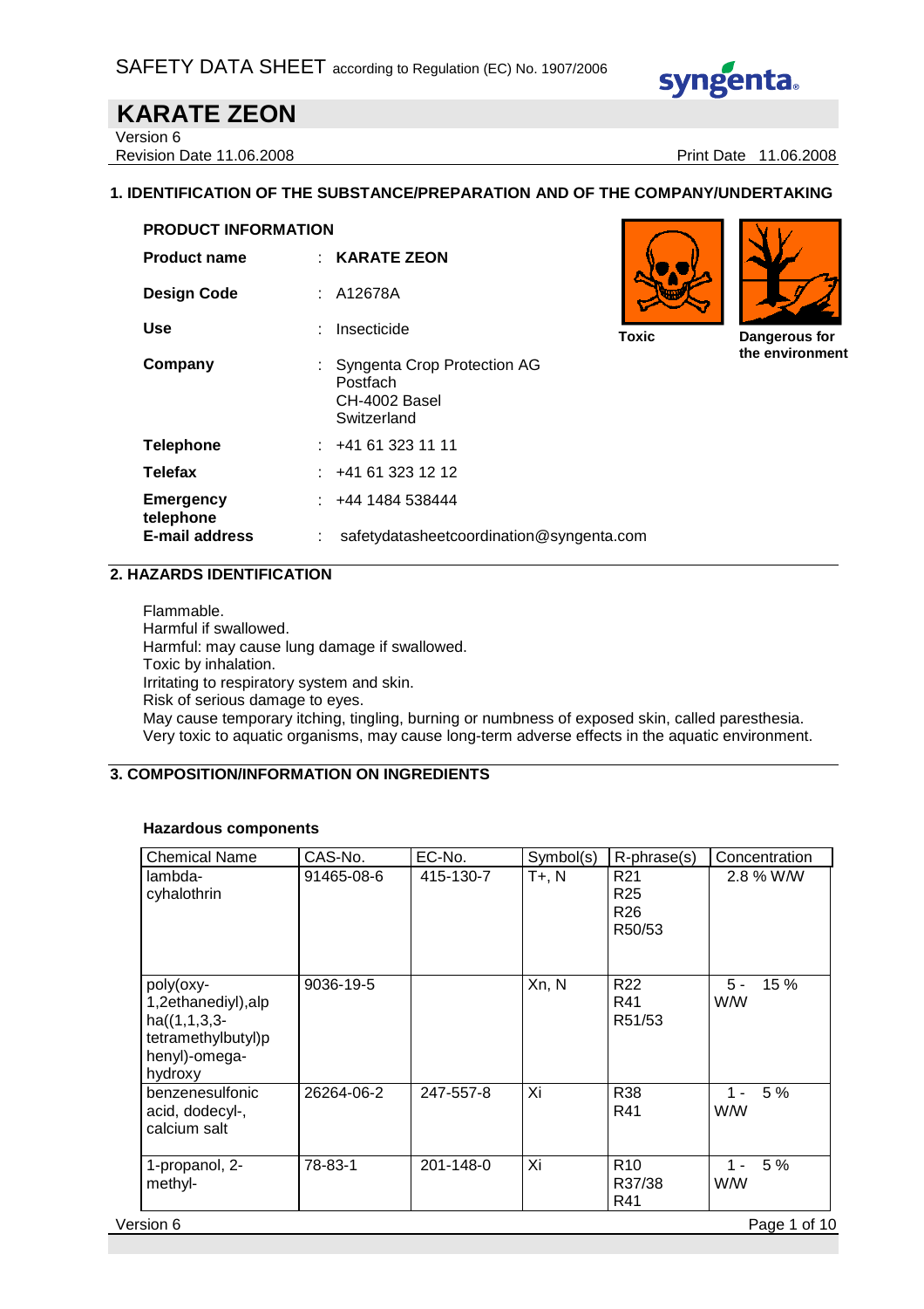SAFETY DATA SHEET according to Regulation (EC) No. 1907/2006

# KARATE ZEON

Version 6
Revision Date 11.06.2008 Print Date 11.06.2008

## 1. IDENTIFICATION OF THE SUBSTANCE/PREPARATION AND OF THE COMPANY/UNDERTAKING

**PRODUCT INFORMATION**

**Product name** : **KARATE ZEON**

**Design Code** : A12678A

**Use** : Insecticide

**Company** : Syngenta Crop Protection AG
Postfach
CH-4002 Basel
Switzerland

**Telephone** : +41 61 323 11 11

**Telefax** : +41 61 323 12 12

**Emergency telephone** : +44 1484 538444

**E-mail address** : safetydatasheetcoordination@syngenta.com

**Toxic**

**Dangerous for the environment**

## 2. HAZARDS IDENTIFICATION

Flammable.
Harmful if swallowed.
Harmful: may cause lung damage if swallowed.
Toxic by inhalation.
Irritating to respiratory system and skin.
Risk of serious damage to eyes.
May cause temporary itching, tingling, burning or numbness of exposed skin, called paresthesia.
Very toxic to aquatic organisms, may cause long-term adverse effects in the aquatic environment.

## 3. COMPOSITION/INFORMATION ON INGREDIENTS

**Hazardous components**

| Chemical Name | CAS-No. | EC-No. | Symbol(s) | R-phrase(s) | Concentration |
|---|---|---|---|---|---|
| lambda-cyhalothrin | 91465-08-6 | 415-130-7 | T+, N | R21<br>R25<br>R26<br>R50/53 | 2.8 % W/W |
| poly(oxy-1,2ethanediyl),alpha((1,1,3,3-tetramethylbutyl)phenyl)-omega-hydroxy | 9036-19-5 | | Xn, N | R22<br>R41<br>R51/53 | 5 - 15 % W/W |
| benzenesulfonic acid, dodecyl-, calcium salt | 26264-06-2 | 247-557-8 | Xi | R38<br>R41 | 1 - 5 % W/W |
| 1-propanol, 2-methyl- | 78-83-1 | 201-148-0 | Xi | R10<br>R37/38<br>R41 | 1 - 5 % W/W |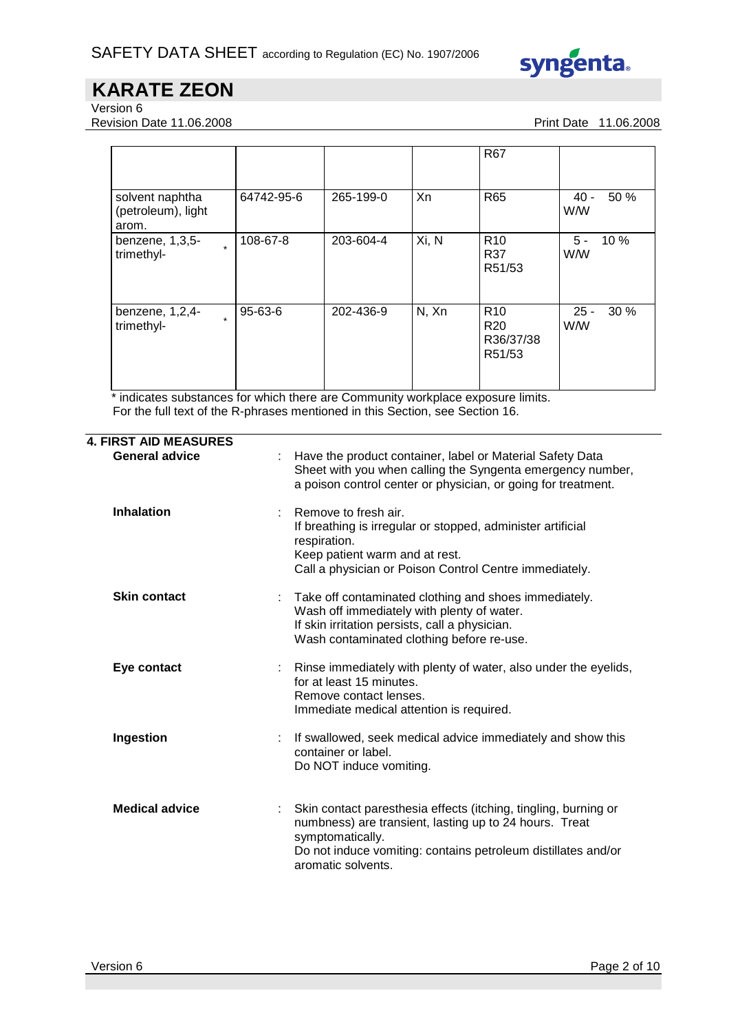| | | | | R67 | |
|---|---|---|---|---|---|
| solvent naphtha (petroleum), light arom. | 64742-95-6 | 265-199-0 | Xn | R65 | 40 - 50 % W/W |
| benzene, 1,3,5-trimethyl- * | 108-67-8 | 203-604-4 | Xi, N | R10<br>R37<br>R51/53 | 5 - 10 % W/W |
| benzene, 1,2,4-trimethyl- * | 95-63-6 | 202-436-9 | N, Xn | R10<br>R20<br>R36/37/38<br>R51/53 | 25 - 30 % W/W |

\* indicates substances for which there are Community workplace exposure limits.
For the full text of the R-phrases mentioned in this Section, see Section 16.

## 4. FIRST AID MEASURES

**General advice** : Have the product container, label or Material Safety Data Sheet with you when calling the Syngenta emergency number, a poison control center or physician, or going for treatment.

**Inhalation** : Remove to fresh air.
If breathing is irregular or stopped, administer artificial respiration.
Keep patient warm and at rest.
Call a physician or Poison Control Centre immediately.

**Skin contact** : Take off contaminated clothing and shoes immediately.
Wash off immediately with plenty of water.
If skin irritation persists, call a physician.
Wash contaminated clothing before re-use.

**Eye contact** : Rinse immediately with plenty of water, also under the eyelids, for at least 15 minutes.
Remove contact lenses.
Immediate medical attention is required.

**Ingestion** : If swallowed, seek medical advice immediately and show this container or label.
Do NOT induce vomiting.

**Medical advice** : Skin contact paresthesia effects (itching, tingling, burning or numbness) are transient, lasting up to 24 hours. Treat symptomatically.
Do not induce vomiting: contains petroleum distillates and/or aromatic solvents.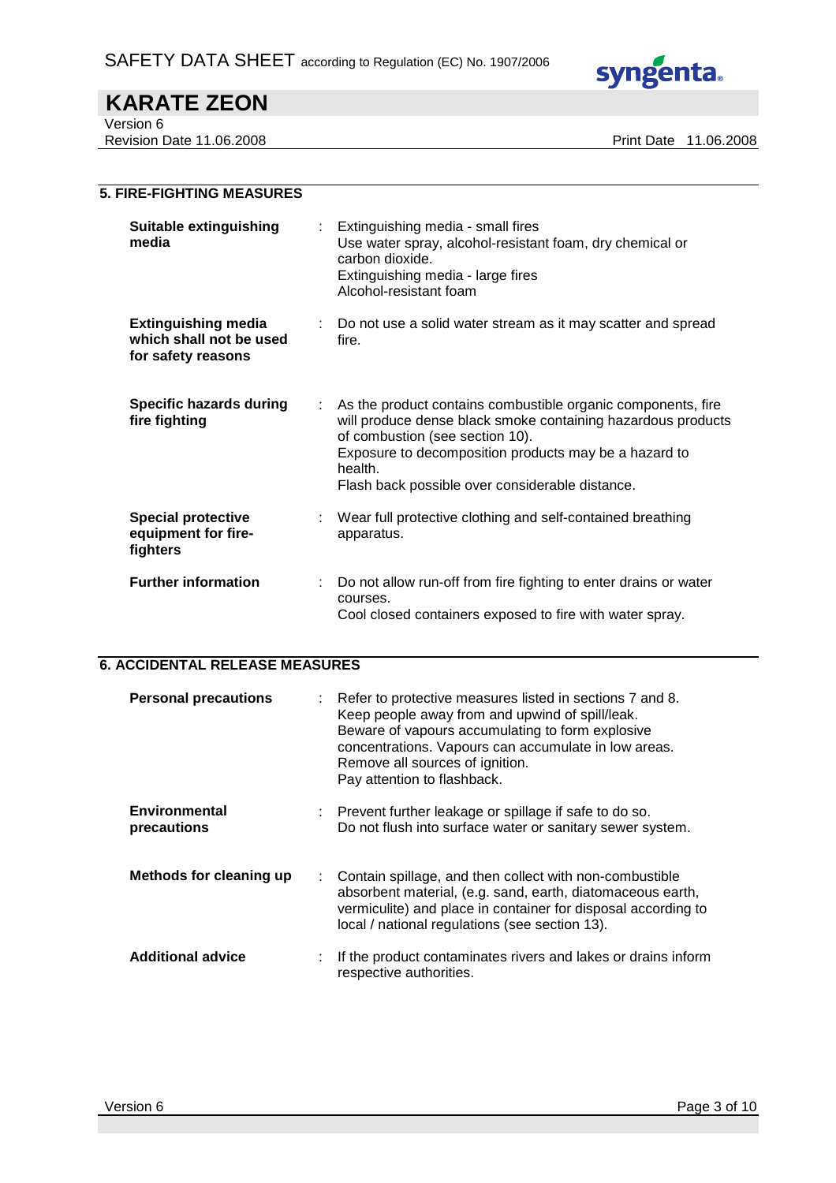## 5. FIRE-FIGHTING MEASURES

| | |
|---|---|
| **Suitable extinguishing media** | Extinguishing media - small fires<br>Use water spray, alcohol-resistant foam, dry chemical or carbon dioxide.<br>Extinguishing media - large fires<br>Alcohol-resistant foam |
| **Extinguishing media which shall not be used for safety reasons** | Do not use a solid water stream as it may scatter and spread fire. |
| **Specific hazards during fire fighting** | As the product contains combustible organic components, fire will produce dense black smoke containing hazardous products of combustion (see section 10).<br>Exposure to decomposition products may be a hazard to health.<br>Flash back possible over considerable distance. |
| **Special protective equipment for fire-fighters** | Wear full protective clothing and self-contained breathing apparatus. |
| **Further information** | Do not allow run-off from fire fighting to enter drains or water courses.<br>Cool closed containers exposed to fire with water spray. |

## 6. ACCIDENTAL RELEASE MEASURES

| | |
|---|---|
| **Personal precautions** | Refer to protective measures listed in sections 7 and 8.<br>Keep people away from and upwind of spill/leak.<br>Beware of vapours accumulating to form explosive concentrations. Vapours can accumulate in low areas.<br>Remove all sources of ignition.<br>Pay attention to flashback. |
| **Environmental precautions** | Prevent further leakage or spillage if safe to do so.<br>Do not flush into surface water or sanitary sewer system. |
| **Methods for cleaning up** | Contain spillage, and then collect with non-combustible absorbent material, (e.g. sand, earth, diatomaceous earth, vermiculite) and place in container for disposal according to local / national regulations (see section 13). |
| **Additional advice** | If the product contaminates rivers and lakes or drains inform respective authorities. |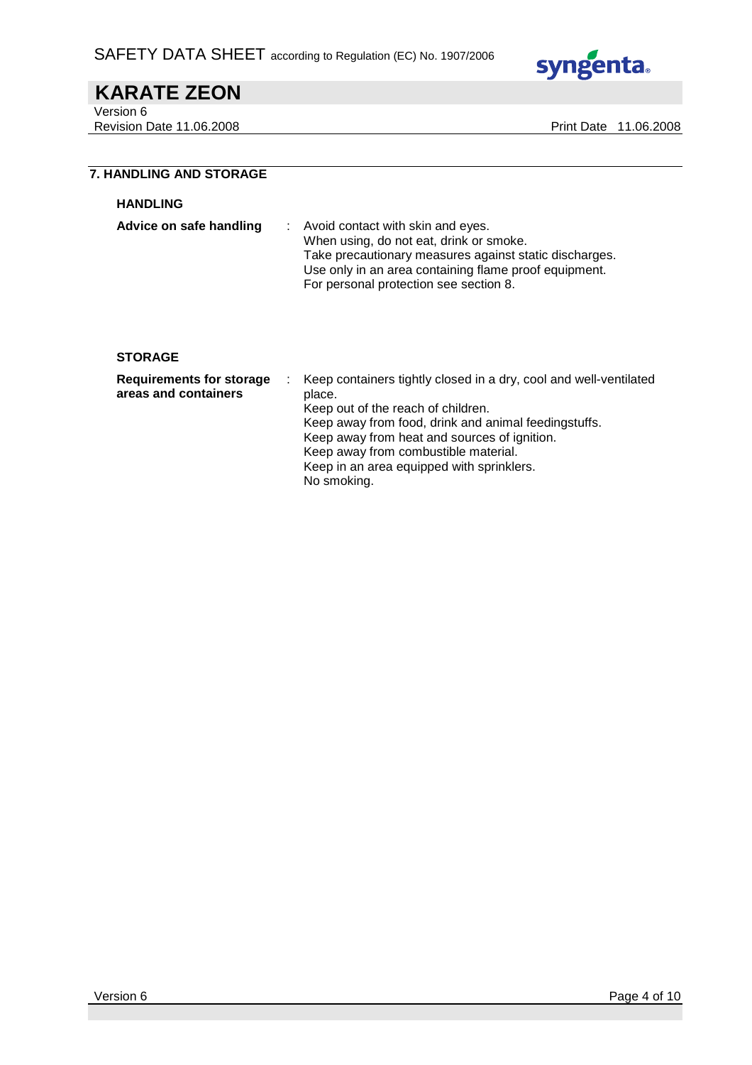## 7. HANDLING AND STORAGE

### HANDLING

**Advice on safe handling** : Avoid contact with skin and eyes.
When using, do not eat, drink or smoke.
Take precautionary measures against static discharges.
Use only in an area containing flame proof equipment.
For personal protection see section 8.

### STORAGE

**Requirements for storage areas and containers** : Keep containers tightly closed in a dry, cool and well-ventilated place.
Keep out of the reach of children.
Keep away from food, drink and animal feedingstuffs.
Keep away from heat and sources of ignition.
Keep away from combustible material.
Keep in an area equipped with sprinklers.
No smoking.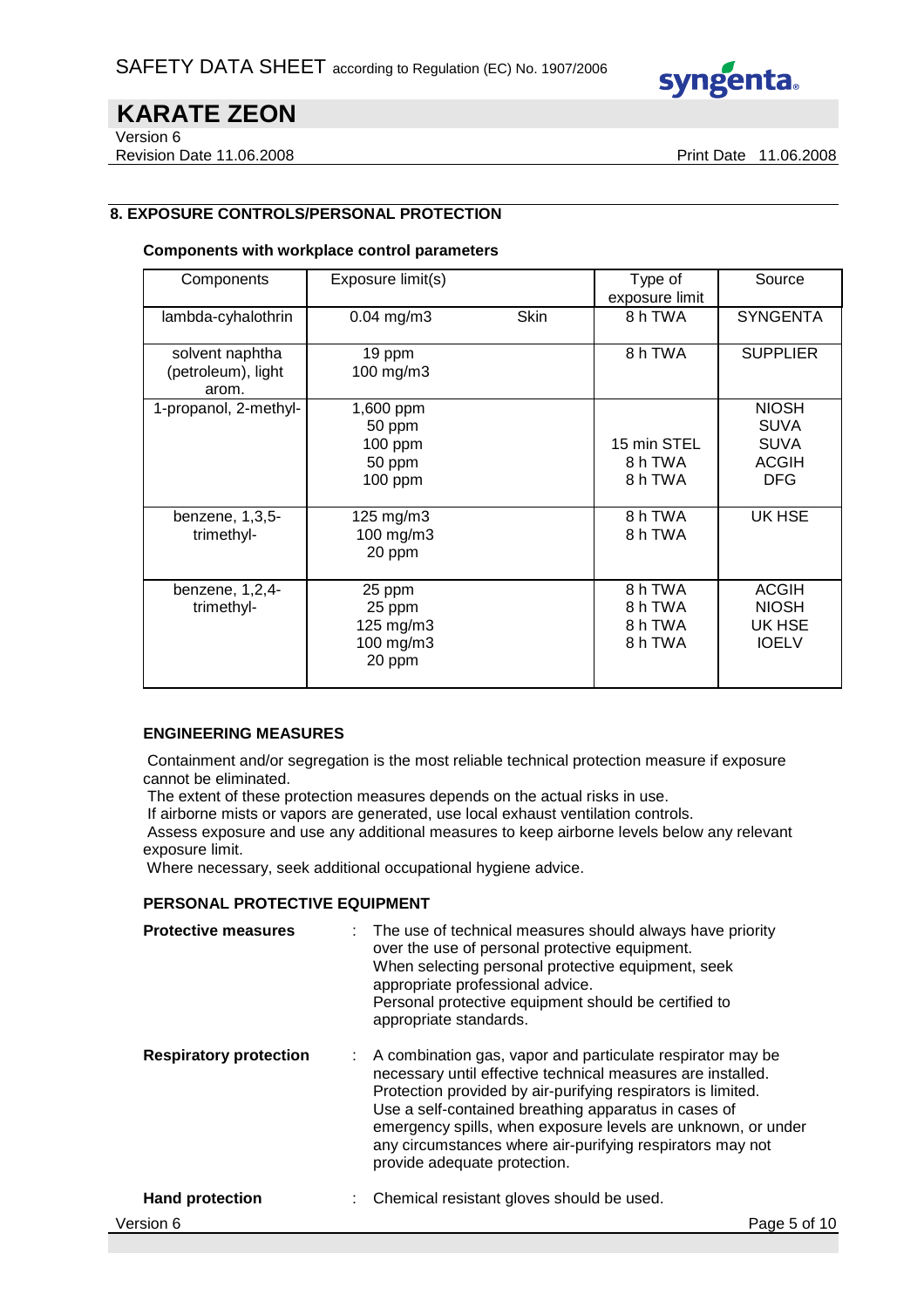## 8. EXPOSURE CONTROLS/PERSONAL PROTECTION

### Components with workplace control parameters

| Components | Exposure limit(s) | | Type of exposure limit | Source |
|---|---|---|---|---|
| lambda-cyhalothrin | 0.04 mg/m3 | Skin | 8 h TWA | SYNGENTA |
| solvent naphtha (petroleum), light arom. | 19 ppm<br>100 mg/m3 | | 8 h TWA | SUPPLIER |
| 1-propanol, 2-methyl- | 1,600 ppm<br>50 ppm<br>100 ppm<br>50 ppm<br>100 ppm | | <br><br>15 min STEL<br>8 h TWA<br>8 h TWA | NIOSH<br>SUVA<br>SUVA<br>ACGIH<br>DFG |
| benzene, 1,3,5-trimethyl- | 125 mg/m3<br>100 mg/m3<br>20 ppm | | 8 h TWA<br>8 h TWA | UK HSE |
| benzene, 1,2,4-trimethyl- | 25 ppm<br>25 ppm<br>125 mg/m3<br>100 mg/m3<br>20 ppm | | 8 h TWA<br>8 h TWA<br>8 h TWA<br>8 h TWA | ACGIH<br>NIOSH<br>UK HSE<br>IOELV |

### ENGINEERING MEASURES

Containment and/or segregation is the most reliable technical protection measure if exposure cannot be eliminated.
The extent of these protection measures depends on the actual risks in use.
If airborne mists or vapors are generated, use local exhaust ventilation controls.
Assess exposure and use any additional measures to keep airborne levels below any relevant exposure limit.
Where necessary, seek additional occupational hygiene advice.

### PERSONAL PROTECTIVE EQUIPMENT

**Protective measures** : The use of technical measures should always have priority over the use of personal protective equipment.
When selecting personal protective equipment, seek appropriate professional advice.
Personal protective equipment should be certified to appropriate standards.

**Respiratory protection** : A combination gas, vapor and particulate respirator may be necessary until effective technical measures are installed.
Protection provided by air-purifying respirators is limited.
Use a self-contained breathing apparatus in cases of emergency spills, when exposure levels are unknown, or under any circumstances where air-purifying respirators may not provide adequate protection.

**Hand protection** : Chemical resistant gloves should be used.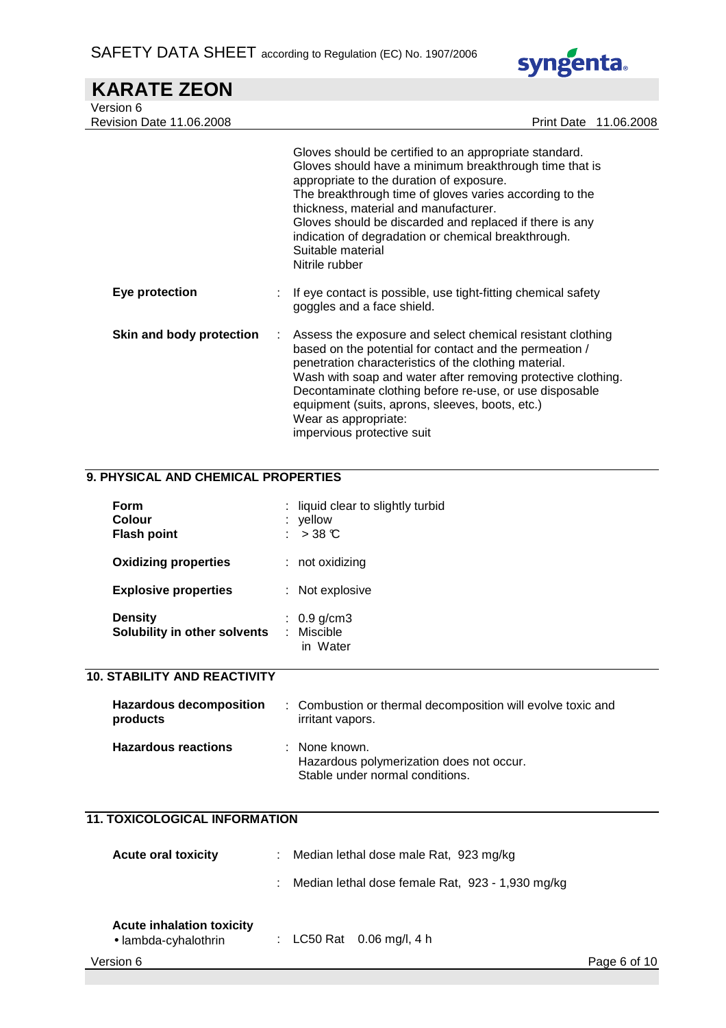Gloves should be certified to an appropriate standard.
Gloves should have a minimum breakthrough time that is appropriate to the duration of exposure.
The breakthrough time of gloves varies according to the thickness, material and manufacturer.
Gloves should be discarded and replaced if there is any indication of degradation or chemical breakthrough.
Suitable material
Nitrile rubber

**Eye protection** : If eye contact is possible, use tight-fitting chemical safety goggles and a face shield.

**Skin and body protection** : Assess the exposure and select chemical resistant clothing based on the potential for contact and the permeation / penetration characteristics of the clothing material.
Wash with soap and water after removing protective clothing.
Decontaminate clothing before re-use, or use disposable equipment (suits, aprons, sleeves, boots, etc.)
Wear as appropriate:
impervious protective suit

## 9. PHYSICAL AND CHEMICAL PROPERTIES

**Form** : liquid clear to slightly turbid
**Colour** : yellow
**Flash point** : > 38 °C

**Oxidizing properties** : not oxidizing

**Explosive properties** : Not explosive

**Density** : 0.9 g/cm3
**Solubility in other solvents** : Miscible
in Water

## 10. STABILITY AND REACTIVITY

**Hazardous decomposition products** : Combustion or thermal decomposition will evolve toxic and irritant vapors.

**Hazardous reactions** : None known.
Hazardous polymerization does not occur.
Stable under normal conditions.

## 11. TOXICOLOGICAL INFORMATION

**Acute oral toxicity** : Median lethal dose male Rat, 923 mg/kg

: Median lethal dose female Rat, 923 - 1,930 mg/kg

**Acute inhalation toxicity**
- lambda-cyhalothrin : LC50 Rat 0.06 mg/l, 4 h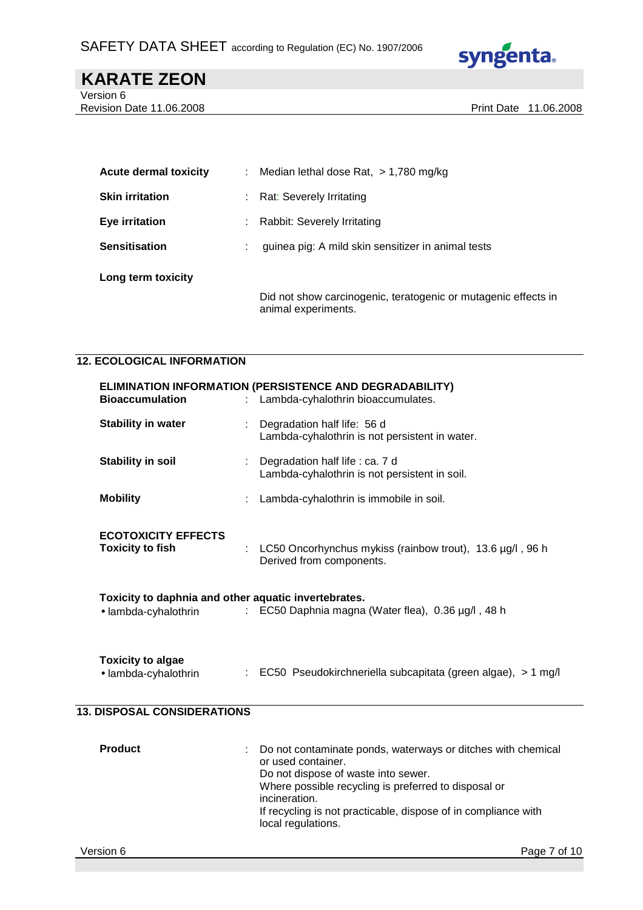| | | |
|---|---|---|
| **Acute dermal toxicity** | : | Median lethal dose Rat, > 1,780 mg/kg |
| **Skin irritation** | : | Rat: Severely Irritating |
| **Eye irritation** | : | Rabbit: Severely Irritating |
| **Sensitisation** | : | guinea pig: A mild skin sensitizer in animal tests |
| **Long term toxicity** | | Did not show carcinogenic, teratogenic or mutagenic effects in animal experiments. |

## 12. ECOLOGICAL INFORMATION

**ELIMINATION INFORMATION (PERSISTENCE AND DEGRADABILITY)**

| | | |
|---|---|---|
| **Bioaccumulation** | : | Lambda-cyhalothrin bioaccumulates. |
| **Stability in water** | : | Degradation half life: 56 d<br>Lambda-cyhalothrin is not persistent in water. |
| **Stability in soil** | : | Degradation half life : ca. 7 d<br>Lambda-cyhalothrin is not persistent in soil. |
| **Mobility** | : | Lambda-cyhalothrin is immobile in soil. |

**ECOTOXICITY EFFECTS**

| | | |
|---|---|---|
| **Toxicity to fish** | : | LC50 Oncorhynchus mykiss (rainbow trout), 13.6 µg/l , 96 h<br>Derived from components. |

**Toxicity to daphnia and other aquatic invertebrates.**

| | | |
|---|---|---|
| • lambda-cyhalothrin | : | EC50 Daphnia magna (Water flea), 0.36 µg/l , 48 h |

**Toxicity to algae**

| | | |
|---|---|---|
| • lambda-cyhalothrin | : | EC50 Pseudokirchneriella subcapitata (green algae), > 1 mg/l |

## 13. DISPOSAL CONSIDERATIONS

| | | |
|---|---|---|
| **Product** | : | Do not contaminate ponds, waterways or ditches with chemical or used container.<br>Do not dispose of waste into sewer.<br>Where possible recycling is preferred to disposal or incineration.<br>If recycling is not practicable, dispose of in compliance with local regulations. |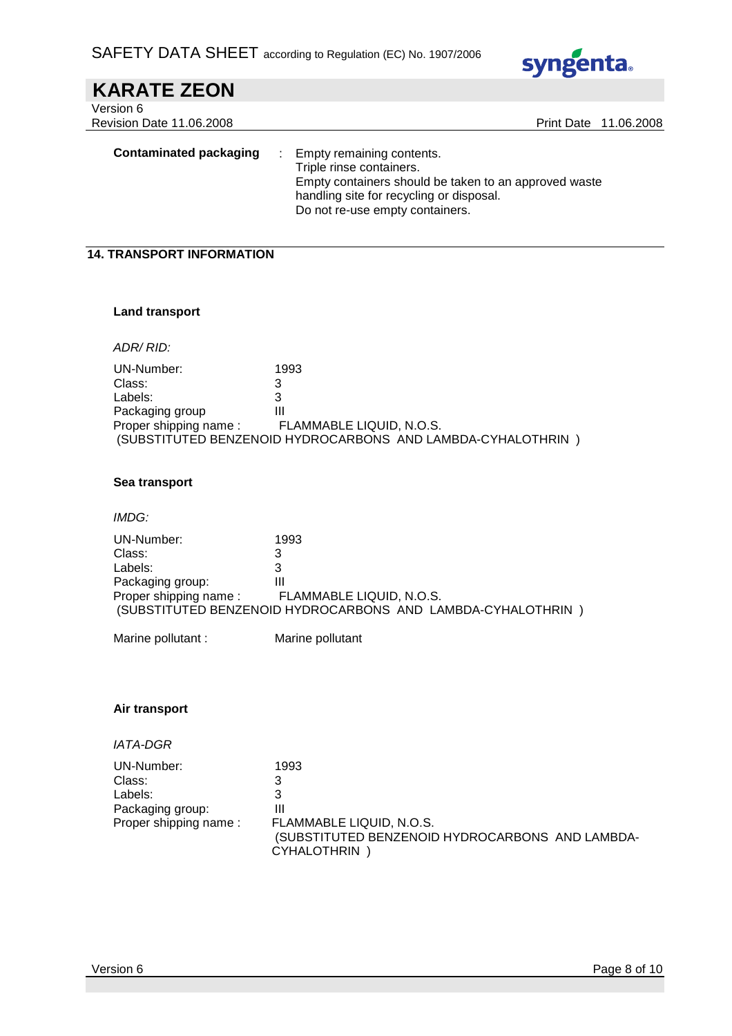**Contaminated packaging** : Empty remaining contents.
Triple rinse containers.
Empty containers should be taken to an approved waste handling site for recycling or disposal.
Do not re-use empty containers.

## 14. TRANSPORT INFORMATION

### Land transport

*ADR/ RID:*

UN-Number: 1993
Class: 3
Labels: 3
Packaging group III
Proper shipping name : FLAMMABLE LIQUID, N.O.S.
(SUBSTITUTED BENZENOID HYDROCARBONS AND LAMBDA-CYHALOTHRIN )

### Sea transport

*IMDG:*

UN-Number: 1993
Class: 3
Labels: 3
Packaging group: III
Proper shipping name : FLAMMABLE LIQUID, N.O.S.
(SUBSTITUTED BENZENOID HYDROCARBONS AND LAMBDA-CYHALOTHRIN )

Marine pollutant : Marine pollutant

### Air transport

*IATA-DGR*

UN-Number: 1993
Class: 3
Labels: 3
Packaging group: III
Proper shipping name : FLAMMABLE LIQUID, N.O.S.
(SUBSTITUTED BENZENOID HYDROCARBONS AND LAMBDA-CYHALOTHRIN )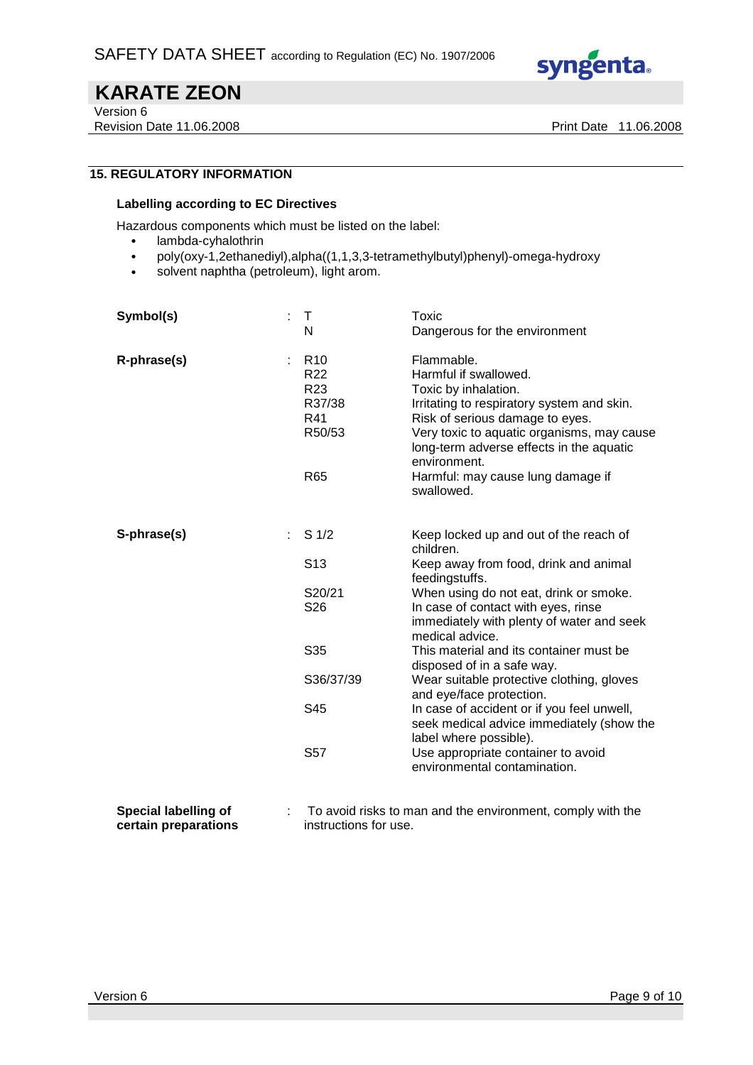## 15. REGULATORY INFORMATION

### Labelling according to EC Directives

Hazardous components which must be listed on the label:

- lambda-cyhalothrin
- poly(oxy-1,2ethanediyl),alpha((1,1,3,3-tetramethylbutyl)phenyl)-omega-hydroxy
- solvent naphtha (petroleum), light arom.

| | | |
|---|---|---|
| **Symbol(s)** | : T | Toxic |
| | N | Dangerous for the environment |
| **R-phrase(s)** | : R10 | Flammable. |
| | R22 | Harmful if swallowed. |
| | R23 | Toxic by inhalation. |
| | R37/38 | Irritating to respiratory system and skin. |
| | R41 | Risk of serious damage to eyes. |
| | R50/53 | Very toxic to aquatic organisms, may cause long-term adverse effects in the aquatic environment. |
| | R65 | Harmful: may cause lung damage if swallowed. |
| **S-phrase(s)** | : S 1/2 | Keep locked up and out of the reach of children. |
| | S13 | Keep away from food, drink and animal feedingstuffs. |
| | S20/21 | When using do not eat, drink or smoke. |
| | S26 | In case of contact with eyes, rinse immediately with plenty of water and seek medical advice. |
| | S35 | This material and its container must be disposed of in a safe way. |
| | S36/37/39 | Wear suitable protective clothing, gloves and eye/face protection. |
| | S45 | In case of accident or if you feel unwell, seek medical advice immediately (show the label where possible). |
| | S57 | Use appropriate container to avoid environmental contamination. |

**Special labelling of certain preparations** : To avoid risks to man and the environment, comply with the instructions for use.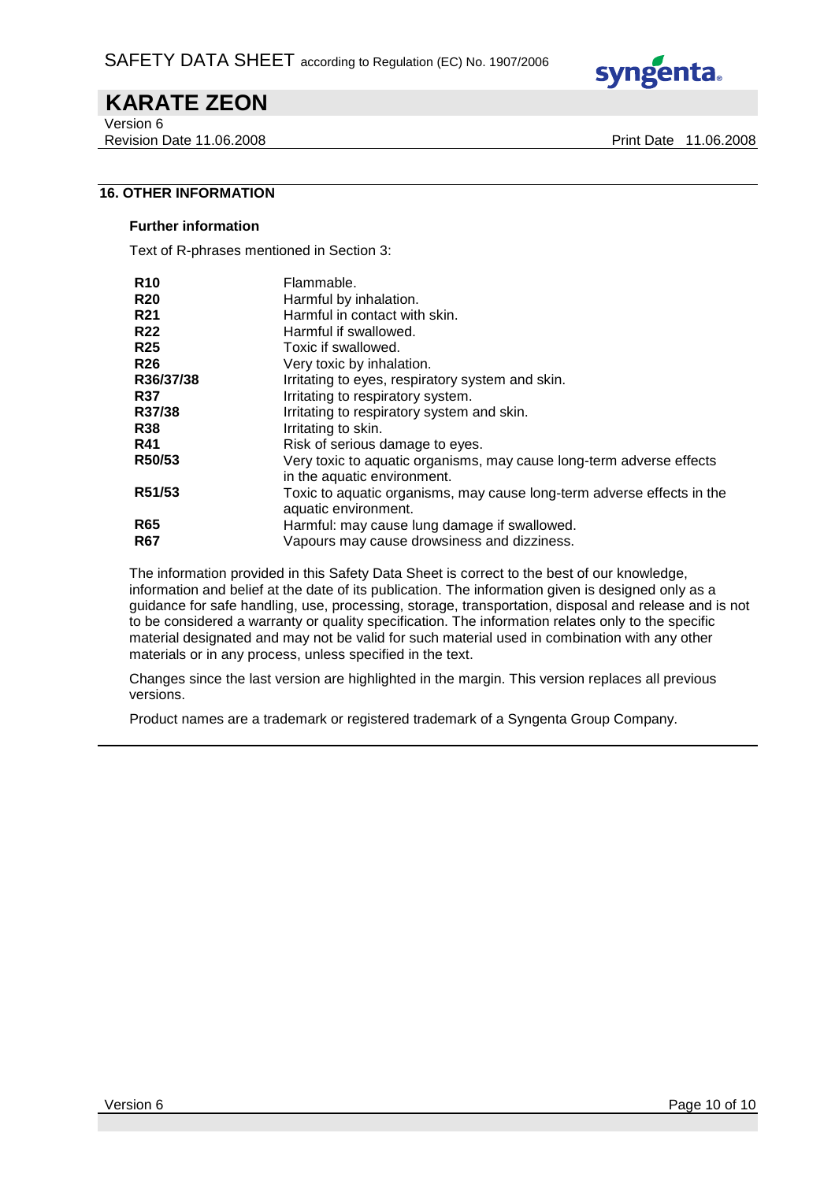## 16. OTHER INFORMATION

### Further information

Text of R-phrases mentioned in Section 3:

| | |
|---|---|
| **R10** | Flammable. |
| **R20** | Harmful by inhalation. |
| **R21** | Harmful in contact with skin. |
| **R22** | Harmful if swallowed. |
| **R25** | Toxic if swallowed. |
| **R26** | Very toxic by inhalation. |
| **R36/37/38** | Irritating to eyes, respiratory system and skin. |
| **R37** | Irritating to respiratory system. |
| **R37/38** | Irritating to respiratory system and skin. |
| **R38** | Irritating to skin. |
| **R41** | Risk of serious damage to eyes. |
| **R50/53** | Very toxic to aquatic organisms, may cause long-term adverse effects in the aquatic environment. |
| **R51/53** | Toxic to aquatic organisms, may cause long-term adverse effects in the aquatic environment. |
| **R65** | Harmful: may cause lung damage if swallowed. |
| **R67** | Vapours may cause drowsiness and dizziness. |

The information provided in this Safety Data Sheet is correct to the best of our knowledge, information and belief at the date of its publication. The information given is designed only as a guidance for safe handling, use, processing, storage, transportation, disposal and release and is not to be considered a warranty or quality specification. The information relates only to the specific material designated and may not be valid for such material used in combination with any other materials or in any process, unless specified in the text.

Changes since the last version are highlighted in the margin. This version replaces all previous versions.

Product names are a trademark or registered trademark of a Syngenta Group Company.